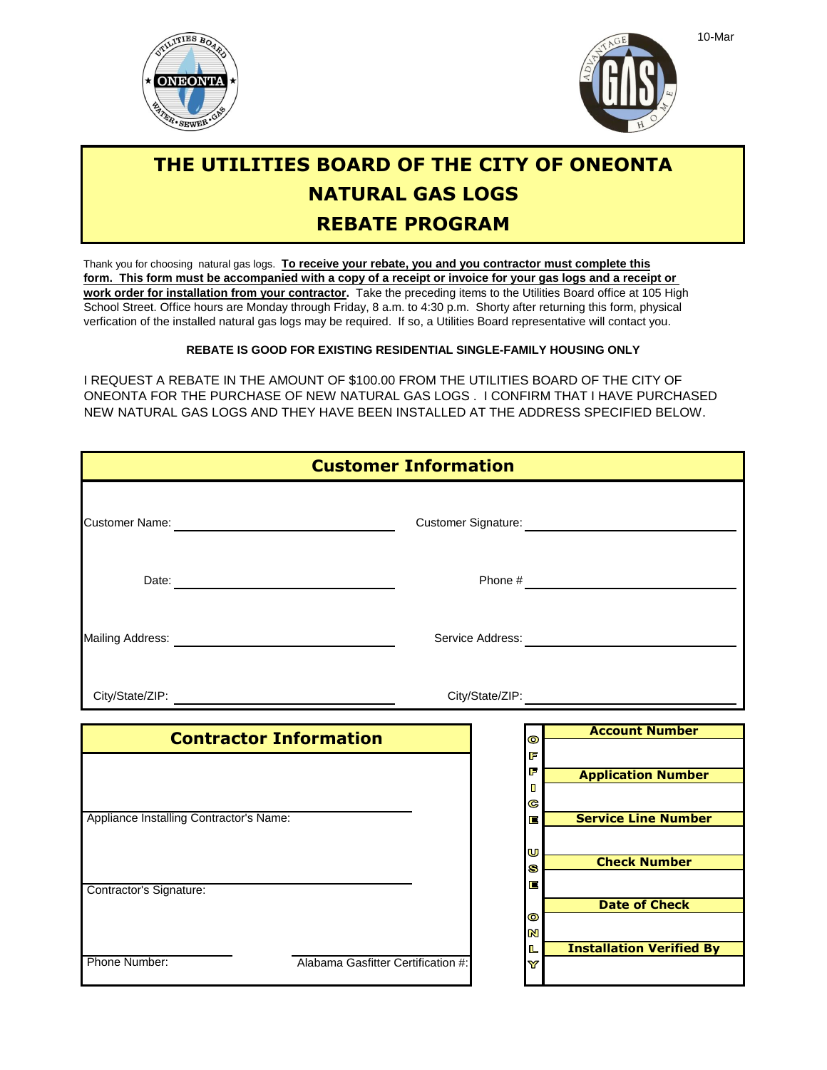10-Mar

# THE UTILITIES BOARD OF THE CITY OF ONEONTA
# NATURAL GAS LOGS
# REBATE PROGRAM

Thank you for choosing natural gas logs. **To receive your rebate, you and you contractor must complete this form. This form must be accompanied with a copy of a receipt or invoice for your gas logs and a receipt or work order for installation from your contractor.** Take the preceding items to the Utilities Board office at 105 High School Street. Office hours are Monday through Friday, 8 a.m. to 4:30 p.m. Shorty after returning this form, physical verfication of the installed natural gas logs may be required. If so, a Utilities Board representative will contact you.

**REBATE IS GOOD FOR EXISTING RESIDENTIAL SINGLE-FAMILY HOUSING ONLY**

I REQUEST A REBATE IN THE AMOUNT OF $100.00 FROM THE UTILITIES BOARD OF THE CITY OF ONEONTA FOR THE PURCHASE OF NEW NATURAL GAS LOGS . I CONFIRM THAT I HAVE PURCHASED NEW NATURAL GAS LOGS AND THEY HAVE BEEN INSTALLED AT THE ADDRESS SPECIFIED BELOW.

## Customer Information

Customer Name: ____________________ Customer Signature: ____________________

Date: ____________________ Phone # ____________________

Mailing Address: ____________________ Service Address: ____________________

City/State/ZIP: ____________________ City/State/ZIP: ____________________

## Contractor Information

Appliance Installing Contractor's Name: ____________________

Contractor's Signature: ____________________

Phone Number: ____________________ Alabama Gasfitter Certification #: ____________________

**OFFICE USE ONLY**

| |
|---|
| **Account Number** |
| |
| **Application Number** |
| |
| **Service Line Number** |
| |
| **Check Number** |
| |
| **Date of Check** |
| |
| **Installation Verified By** |
| |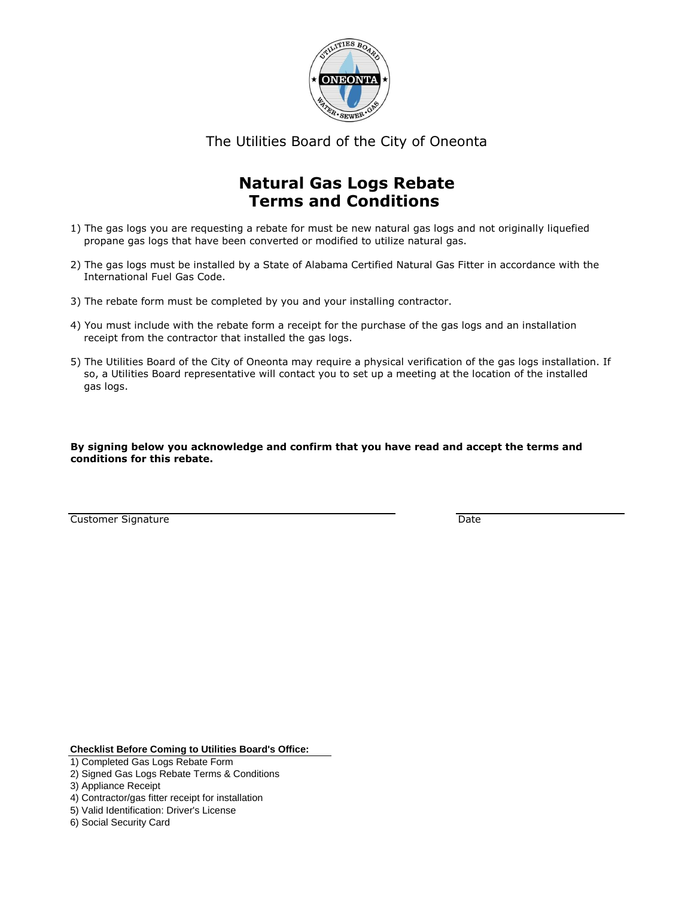The Utilities Board of the City of Oneonta

# Natural Gas Logs Rebate Terms and Conditions

1) The gas logs you are requesting a rebate for must be new natural gas logs and not originally liquefied propane gas logs that have been converted or modified to utilize natural gas.

2) The gas logs must be installed by a State of Alabama Certified Natural Gas Fitter in accordance with the International Fuel Gas Code.

3) The rebate form must be completed by you and your installing contractor.

4) You must include with the rebate form a receipt for the purchase of the gas logs and an installation receipt from the contractor that installed the gas logs.

5) The Utilities Board of the City of Oneonta may require a physical verification of the gas logs installation. If so, a Utilities Board representative will contact you to set up a meeting at the location of the installed gas logs.

**By signing below you acknowledge and confirm that you have read and accept the terms and conditions for this rebate.**

Customer Signature ______________________________ Date ______________

**Checklist Before Coming to Utilities Board's Office:**

1) Completed Gas Logs Rebate Form
2) Signed Gas Logs Rebate Terms & Conditions
3) Appliance Receipt
4) Contractor/gas fitter receipt for installation
5) Valid Identification: Driver's License
6) Social Security Card